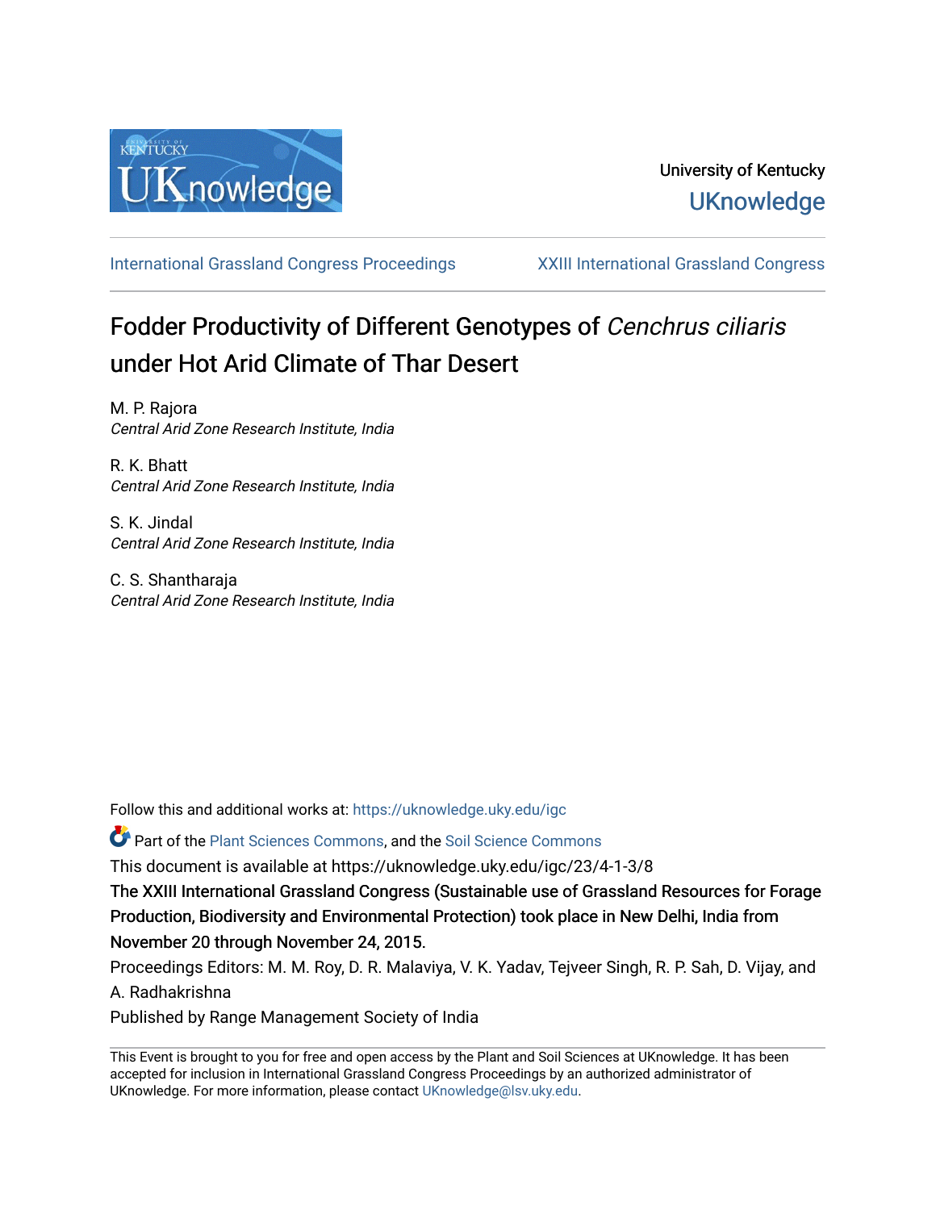University of Kentucky

UKnowledge

International Grassland Congress Proceedings | XXIII International Grassland Congress

# Fodder Productivity of Different Genotypes of *Cenchrus ciliaris* under Hot Arid Climate of Thar Desert

M. P. Rajora
*Central Arid Zone Research Institute, India*

R. K. Bhatt
*Central Arid Zone Research Institute, India*

S. K. Jindal
*Central Arid Zone Research Institute, India*

C. S. Shantharaja
*Central Arid Zone Research Institute, India*

Follow this and additional works at: https://uknowledge.uky.edu/igc

Part of the Plant Sciences Commons, and the Soil Science Commons

This document is available at https://uknowledge.uky.edu/igc/23/4-1-3/8

The XXIII International Grassland Congress (Sustainable use of Grassland Resources for Forage Production, Biodiversity and Environmental Protection) took place in New Delhi, India from November 20 through November 24, 2015.

Proceedings Editors: M. M. Roy, D. R. Malaviya, V. K. Yadav, Tejveer Singh, R. P. Sah, D. Vijay, and A. Radhakrishna

Published by Range Management Society of India

This Event is brought to you for free and open access by the Plant and Soil Sciences at UKnowledge. It has been accepted for inclusion in International Grassland Congress Proceedings by an authorized administrator of UKnowledge. For more information, please contact UKnowledge@lsv.uky.edu.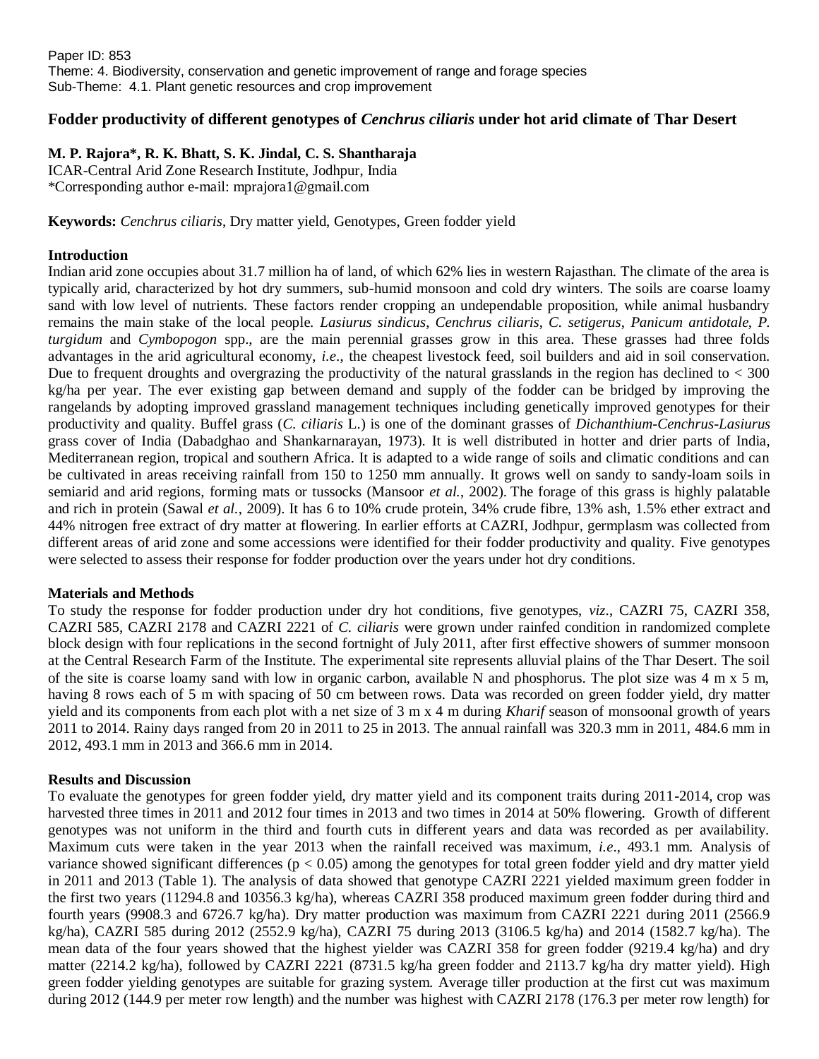Paper ID: 853
Theme: 4. Biodiversity, conservation and genetic improvement of range and forage species
Sub-Theme: 4.1. Plant genetic resources and crop improvement

# Fodder productivity of different genotypes of *Cenchrus ciliaris* under hot arid climate of Thar Desert

**M. P. Rajora\*, R. K. Bhatt, S. K. Jindal, C. S. Shantharaja**

ICAR-Central Arid Zone Research Institute, Jodhpur, India

\*Corresponding author e-mail: mprajora1@gmail.com

**Keywords:** *Cenchrus ciliaris*, Dry matter yield, Genotypes, Green fodder yield

## Introduction

Indian arid zone occupies about 31.7 million ha of land, of which 62% lies in western Rajasthan. The climate of the area is typically arid, characterized by hot dry summers, sub-humid monsoon and cold dry winters. The soils are coarse loamy sand with low level of nutrients. These factors render cropping an undependable proposition, while animal husbandry remains the main stake of the local people. *Lasiurus sindicus*, *Cenchrus ciliaris*, *C. setigerus*, *Panicum antidotale*, *P. turgidum* and *Cymbopogon* spp., are the main perennial grasses grow in this area. These grasses had three folds advantages in the arid agricultural economy, *i.e*., the cheapest livestock feed, soil builders and aid in soil conservation. Due to frequent droughts and overgrazing the productivity of the natural grasslands in the region has declined to < 300 kg/ha per year. The ever existing gap between demand and supply of the fodder can be bridged by improving the rangelands by adopting improved grassland management techniques including genetically improved genotypes for their productivity and quality. Buffel grass (*C. ciliaris* L.) is one of the dominant grasses of *Dichanthium-Cenchrus-Lasiurus* grass cover of India (Dabadghao and Shankarnarayan, 1973). It is well distributed in hotter and drier parts of India, Mediterranean region, tropical and southern Africa. It is adapted to a wide range of soils and climatic conditions and can be cultivated in areas receiving rainfall from 150 to 1250 mm annually. It grows well on sandy to sandy-loam soils in semiarid and arid regions, forming mats or tussocks (Mansoor *et al.*, 2002). The forage of this grass is highly palatable and rich in protein (Sawal *et al.*, 2009). It has 6 to 10% crude protein, 34% crude fibre, 13% ash, 1.5% ether extract and 44% nitrogen free extract of dry matter at flowering. In earlier efforts at CAZRI, Jodhpur, germplasm was collected from different areas of arid zone and some accessions were identified for their fodder productivity and quality. Five genotypes were selected to assess their response for fodder production over the years under hot dry conditions.

## Materials and Methods

To study the response for fodder production under dry hot conditions, five genotypes, *viz*., CAZRI 75, CAZRI 358, CAZRI 585, CAZRI 2178 and CAZRI 2221 of *C. ciliaris* were grown under rainfed condition in randomized complete block design with four replications in the second fortnight of July 2011, after first effective showers of summer monsoon at the Central Research Farm of the Institute. The experimental site represents alluvial plains of the Thar Desert. The soil of the site is coarse loamy sand with low in organic carbon, available N and phosphorus. The plot size was 4 m x 5 m, having 8 rows each of 5 m with spacing of 50 cm between rows. Data was recorded on green fodder yield, dry matter yield and its components from each plot with a net size of 3 m x 4 m during *Kharif* season of monsoonal growth of years 2011 to 2014. Rainy days ranged from 20 in 2011 to 25 in 2013. The annual rainfall was 320.3 mm in 2011, 484.6 mm in 2012, 493.1 mm in 2013 and 366.6 mm in 2014.

## Results and Discussion

To evaluate the genotypes for green fodder yield, dry matter yield and its component traits during 2011-2014, crop was harvested three times in 2011 and 2012 four times in 2013 and two times in 2014 at 50% flowering. Growth of different genotypes was not uniform in the third and fourth cuts in different years and data was recorded as per availability. Maximum cuts were taken in the year 2013 when the rainfall received was maximum, *i.e*., 493.1 mm. Analysis of variance showed significant differences ($p < 0.05$) among the genotypes for total green fodder yield and dry matter yield in 2011 and 2013 (Table 1). The analysis of data showed that genotype CAZRI 2221 yielded maximum green fodder in the first two years (11294.8 and 10356.3 kg/ha), whereas CAZRI 358 produced maximum green fodder during third and fourth years (9908.3 and 6726.7 kg/ha). Dry matter production was maximum from CAZRI 2221 during 2011 (2566.9 kg/ha), CAZRI 585 during 2012 (2552.9 kg/ha), CAZRI 75 during 2013 (3106.5 kg/ha) and 2014 (1582.7 kg/ha). The mean data of the four years showed that the highest yielder was CAZRI 358 for green fodder (9219.4 kg/ha) and dry matter (2214.2 kg/ha), followed by CAZRI 2221 (8731.5 kg/ha green fodder and 2113.7 kg/ha dry matter yield). High green fodder yielding genotypes are suitable for grazing system. Average tiller production at the first cut was maximum during 2012 (144.9 per meter row length) and the number was highest with CAZRI 2178 (176.3 per meter row length) for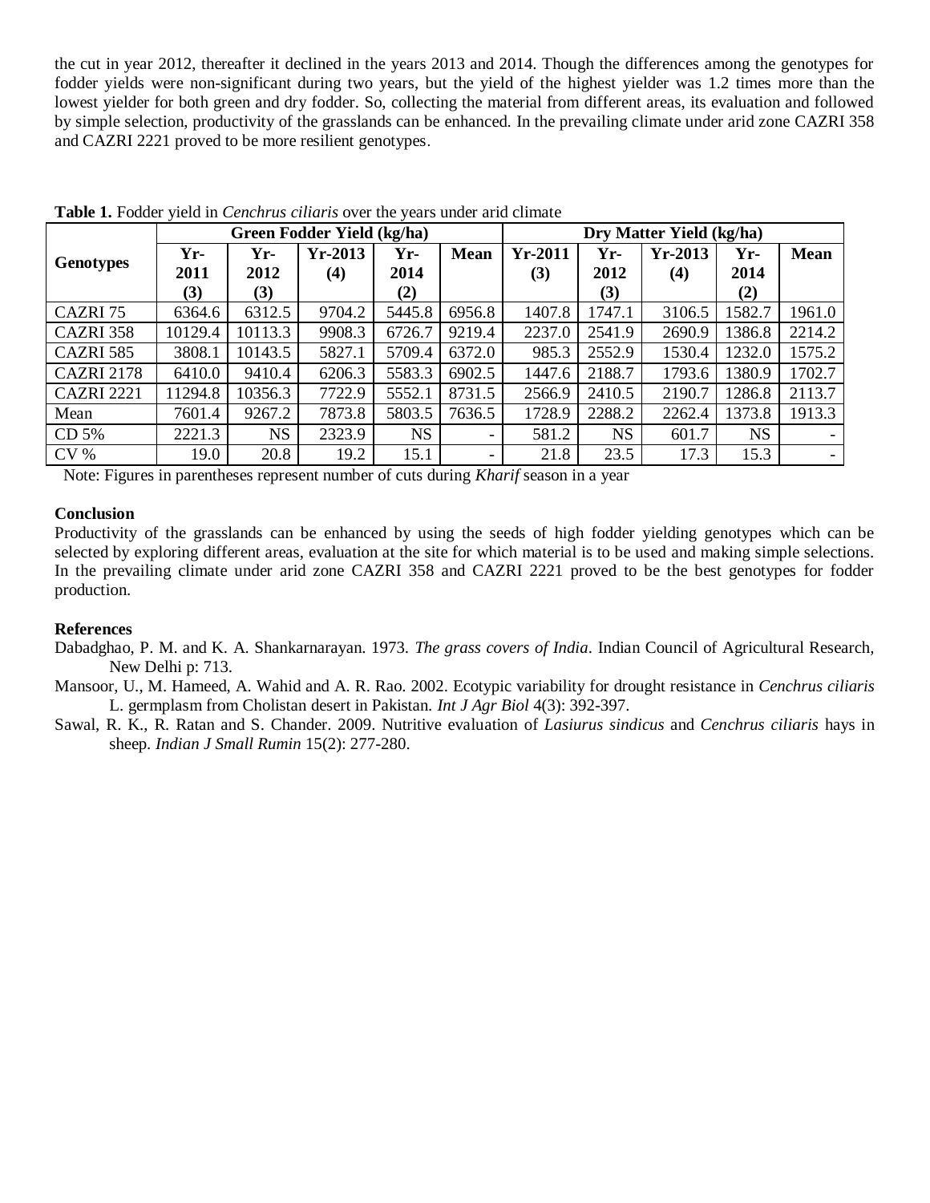the cut in year 2012, thereafter it declined in the years 2013 and 2014. Though the differences among the genotypes for fodder yields were non-significant during two years, but the yield of the highest yielder was 1.2 times more than the lowest yielder for both green and dry fodder. So, collecting the material from different areas, its evaluation and followed by simple selection, productivity of the grasslands can be enhanced. In the prevailing climate under arid zone CAZRI 358 and CAZRI 2221 proved to be more resilient genotypes.

**Table 1.** Fodder yield in *Cenchrus ciliaris* over the years under arid climate

| Genotypes | Green Fodder Yield (kg/ha) | | | | | Dry Matter Yield (kg/ha) | | | | |
|---|---|---|---|---|---|---|---|---|---|---|
| | **Yr-2011 (3)** | **Yr-2012 (3)** | **Yr-2013 (4)** | **Yr-2014 (2)** | **Mean** | **Yr-2011 (3)** | **Yr-2012 (3)** | **Yr-2013 (4)** | **Yr-2014 (2)** | **Mean** |
| CAZRI 75 | 6364.6 | 6312.5 | 9704.2 | 5445.8 | 6956.8 | 1407.8 | 1747.1 | 3106.5 | 1582.7 | 1961.0 |
| CAZRI 358 | 10129.4 | 10113.3 | 9908.3 | 6726.7 | 9219.4 | 2237.0 | 2541.9 | 2690.9 | 1386.8 | 2214.2 |
| CAZRI 585 | 3808.1 | 10143.5 | 5827.1 | 5709.4 | 6372.0 | 985.3 | 2552.9 | 1530.4 | 1232.0 | 1575.2 |
| CAZRI 2178 | 6410.0 | 9410.4 | 6206.3 | 5583.3 | 6902.5 | 1447.6 | 2188.7 | 1793.6 | 1380.9 | 1702.7 |
| CAZRI 2221 | 11294.8 | 10356.3 | 7722.9 | 5552.1 | 8731.5 | 2566.9 | 2410.5 | 2190.7 | 1286.8 | 2113.7 |
| Mean | 7601.4 | 9267.2 | 7873.8 | 5803.5 | 7636.5 | 1728.9 | 2288.2 | 2262.4 | 1373.8 | 1913.3 |
| CD 5% | 2221.3 | NS | 2323.9 | NS | - | 581.2 | NS | 601.7 | NS | - |
| CV % | 19.0 | 20.8 | 19.2 | 15.1 | - | 21.8 | 23.5 | 17.3 | 15.3 | - |

Note: Figures in parentheses represent number of cuts during *Kharif* season in a year

**Conclusion**

Productivity of the grasslands can be enhanced by using the seeds of high fodder yielding genotypes which can be selected by exploring different areas, evaluation at the site for which material is to be used and making simple selections. In the prevailing climate under arid zone CAZRI 358 and CAZRI 2221 proved to be the best genotypes for fodder production.

**References**

Dabadghao, P. M. and K. A. Shankarnarayan. 1973. *The grass covers of India*. Indian Council of Agricultural Research, New Delhi p: 713.

Mansoor, U., M. Hameed, A. Wahid and A. R. Rao. 2002. Ecotypic variability for drought resistance in *Cenchrus ciliaris* L. germplasm from Cholistan desert in Pakistan. *Int J Agr Biol* 4(3): 392-397.

Sawal, R. K., R. Ratan and S. Chander. 2009. Nutritive evaluation of *Lasiurus sindicus* and *Cenchrus ciliaris* hays in sheep. *Indian J Small Rumin* 15(2): 277-280.